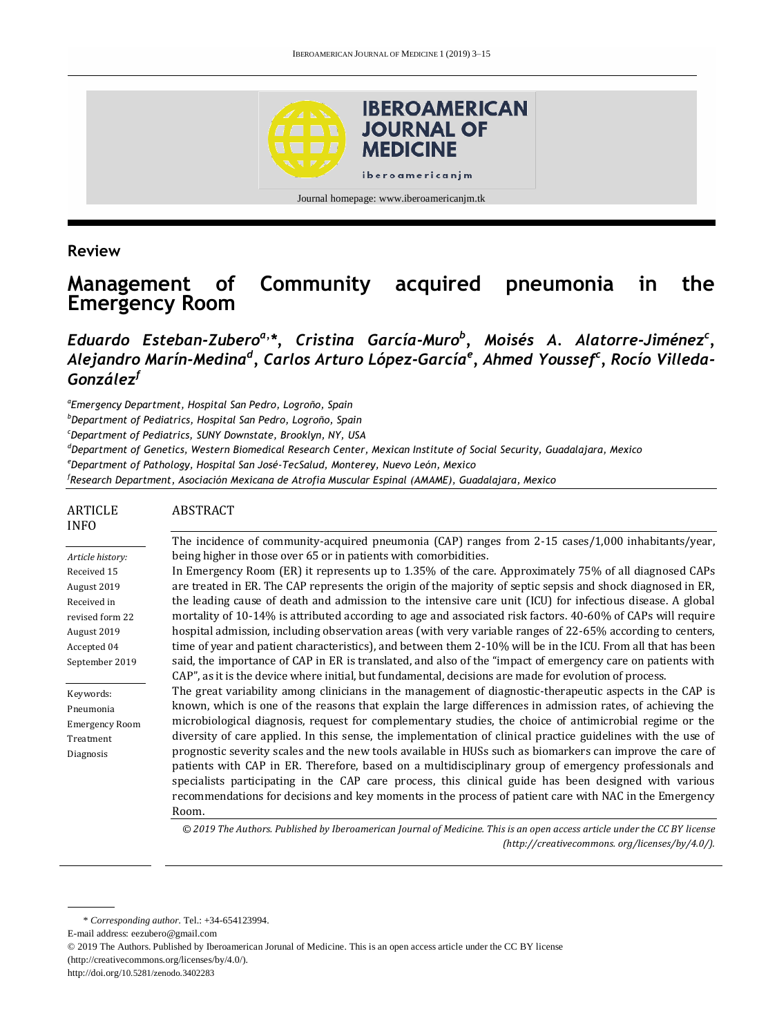**Review**

# Management of Community acquired pneumonia in the Emergency Room

*Eduardo Esteban-Zubero[a,]\*, Cristina García-Muro[b], Moisés A. Alatorre-Jiménez[c], Alejandro Marín-Medina[d], Carlos Arturo López-García[e], Ahmed Youssef[c], Rocío Villeda-González[f]*

[a]*Emergency Department, Hospital San Pedro, Logroño, Spain*
[b]*Department of Pediatrics, Hospital San Pedro, Logroño, Spain*
[c]*Department of Pediatrics, SUNY Downstate, Brooklyn, NY, USA*
[d]*Department of Genetics, Western Biomedical Research Center, Mexican Institute of Social Security, Guadalajara, Mexico*
[e]*Department of Pathology, Hospital San José-TecSalud, Monterey, Nuevo León, Mexico*
[f]*Research Department, Asociación Mexicana de Atrofia Muscular Espinal (AMAME), Guadalajara, Mexico*

ARTICLE INFO

*Article history:*
Received 15 August 2019
Received in revised form 22 August 2019
Accepted 04 September 2019

Keywords:
Pneumonia
Emergency Room
Treatment
Diagnosis

ABSTRACT

The incidence of community-acquired pneumonia (CAP) ranges from 2-15 cases/1,000 inhabitants/year, being higher in those over 65 or in patients with comorbidities.

In Emergency Room (ER) it represents up to 1.35% of the care. Approximately 75% of all diagnosed CAPs are treated in ER. The CAP represents the origin of the majority of septic sepsis and shock diagnosed in ER, the leading cause of death and admission to the intensive care unit (ICU) for infectious disease. A global mortality of 10-14% is attributed according to age and associated risk factors. 40-60% of CAPs will require hospital admission, including observation areas (with very variable ranges of 22-65% according to centers, time of year and patient characteristics), and between them 2-10% will be in the ICU. From all that has been said, the importance of CAP in ER is translated, and also of the "impact of emergency care on patients with CAP", as it is the device where initial, but fundamental, decisions are made for evolution of process.

The great variability among clinicians in the management of diagnostic-therapeutic aspects in the CAP is known, which is one of the reasons that explain the large differences in admission rates, of achieving the microbiological diagnosis, request for complementary studies, the choice of antimicrobial regime or the diversity of care applied. In this sense, the implementation of clinical practice guidelines with the use of prognostic severity scales and the new tools available in HUSs such as biomarkers can improve the care of patients with CAP in ER. Therefore, based on a multidisciplinary group of emergency professionals and specialists participating in the CAP care process, this clinical guide has been designed with various recommendations for decisions and key moments in the process of patient care with NAC in the Emergency Room.

*© 2019 The Authors. Published by Iberoamerican Journal of Medicine. This is an open access article under the CC BY license (http://creativecommons. org/licenses/by/4.0/).*

\* *Corresponding author.* Tel.: +34-654123994.

E-mail address: eezubero@gmail.com

© 2019 The Authors. Published by Iberoamerican Jorunal of Medicine. This is an open access article under the CC BY license (http://creativecommons.org/licenses/by/4.0/).

http://doi.org/10.5281/zenodo.3402283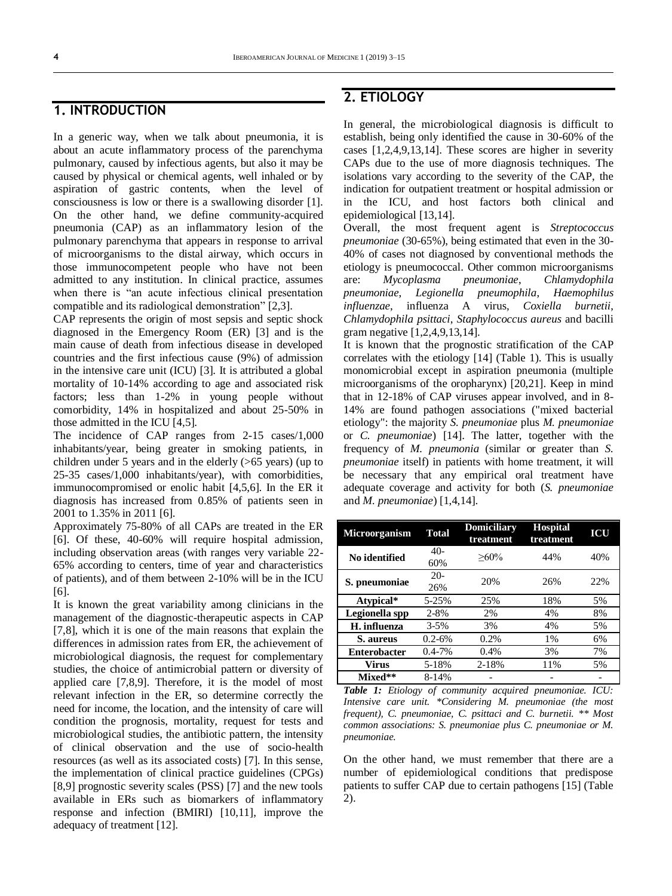## 1. INTRODUCTION

In a generic way, when we talk about pneumonia, it is about an acute inflammatory process of the parenchyma pulmonary, caused by infectious agents, but also it may be caused by physical or chemical agents, well inhaled or by aspiration of gastric contents, when the level of consciousness is low or there is a swallowing disorder [1]. On the other hand, we define community-acquired pneumonia (CAP) as an inflammatory lesion of the pulmonary parenchyma that appears in response to arrival of microorganisms to the distal airway, which occurs in those immunocompetent people who have not been admitted to any institution. In clinical practice, assumes when there is "an acute infectious clinical presentation compatible and its radiological demonstration" [2,3].

CAP represents the origin of most sepsis and septic shock diagnosed in the Emergency Room (ER) [3] and is the main cause of death from infectious disease in developed countries and the first infectious cause (9%) of admission in the intensive care unit (ICU) [3]. It is attributed a global mortality of 10-14% according to age and associated risk factors; less than 1-2% in young people without comorbidity, 14% in hospitalized and about 25-50% in those admitted in the ICU [4,5].

The incidence of CAP ranges from 2-15 cases/1,000 inhabitants/year, being greater in smoking patients, in children under 5 years and in the elderly (>65 years) (up to 25-35 cases/1,000 inhabitants/year), with comorbidities, immunocompromised or enolic habit [4,5,6]. In the ER it diagnosis has increased from 0.85% of patients seen in 2001 to 1.35% in 2011 [6].

Approximately 75-80% of all CAPs are treated in the ER [6]. Of these, 40-60% will require hospital admission, including observation areas (with ranges very variable 22-65% according to centers, time of year and characteristics of patients), and of them between 2-10% will be in the ICU [6].

It is known the great variability among clinicians in the management of the diagnostic-therapeutic aspects in CAP [7,8], which it is one of the main reasons that explain the differences in admission rates from ER, the achievement of microbiological diagnosis, the request for complementary studies, the choice of antimicrobial pattern or diversity of applied care [7,8,9]. Therefore, it is the model of most relevant infection in the ER, so determine correctly the need for income, the location, and the intensity of care will condition the prognosis, mortality, request for tests and microbiological studies, the antibiotic pattern, the intensity of clinical observation and the use of socio-health resources (as well as its associated costs) [7]. In this sense, the implementation of clinical practice guidelines (CPGs) [8,9] prognostic severity scales (PSS) [7] and the new tools available in ERs such as biomarkers of inflammatory response and infection (BMIRI) [10,11], improve the adequacy of treatment [12].

## 2. ETIOLOGY

In general, the microbiological diagnosis is difficult to establish, being only identified the cause in 30-60% of the cases [1,2,4,9,13,14]. These scores are higher in severity CAPs due to the use of more diagnosis techniques. The isolations vary according to the severity of the CAP, the indication for outpatient treatment or hospital admission or in the ICU, and host factors both clinical and epidemiological [13,14].

Overall, the most frequent agent is *Streptococcus pneumoniae* (30-65%), being estimated that even in the 30-40% of cases not diagnosed by conventional methods the etiology is pneumococcal. Other common microorganisms are: *Mycoplasma pneumoniae*, *Chlamydophila pneumoniae*, *Legionella pneumophila*, *Haemophilus influenzae*, influenza A virus, *Coxiella burnetii*, *Chlamydophila psittaci*, *Staphylococcus aureus* and bacilli gram negative [1,2,4,9,13,14].

It is known that the prognostic stratification of the CAP correlates with the etiology [14] (Table 1). This is usually monomicrobial except in aspiration pneumonia (multiple microorganisms of the oropharynx) [20,21]. Keep in mind that in 12-18% of CAP viruses appear involved, and in 8-14% are found pathogen associations ("mixed bacterial etiology": the majority *S. pneumoniae* plus *M. pneumoniae* or *C. pneumoniae*) [14]. The latter, together with the frequency of *M. pneumonia* (similar or greater than *S. pneumoniae* itself) in patients with home treatment, it will be necessary that any empirical oral treatment have adequate coverage and activity for both (*S. pneumoniae* and *M. pneumoniae*) [1,4,14].

| Microorganism | Total | Domiciliary treatment | Hospital treatment | ICU |
|---|---|---|---|---|
| **No identified** | 40-60% | ≥60% | 44% | 40% |
| **S. pneumoniae** | 20-26% | 20% | 26% | 22% |
| **Atypical*** | 5-25% | 25% | 18% | 5% |
| **Legionella spp** | 2-8% | 2% | 4% | 8% |
| **H. influenza** | 3-5% | 3% | 4% | 5% |
| **S. aureus** | 0.2-6% | 0.2% | 1% | 6% |
| **Enterobacter** | 0.4-7% | 0.4% | 3% | 7% |
| **Virus** | 5-18% | 2-18% | 11% | 5% |
| **Mixed**** | 8-14% | - | - | - |

***Table 1:*** *Etiology of community acquired pneumoniae. ICU: Intensive care unit. *Considering M. pneumoniae (the most frequent), C. pneumoniae, C. psittaci and C. burnetii. ** Most common associations: S. pneumoniae plus C. pneumoniae or M. pneumoniae.*

On the other hand, we must remember that there are a number of epidemiological conditions that predispose patients to suffer CAP due to certain pathogens [15] (Table 2).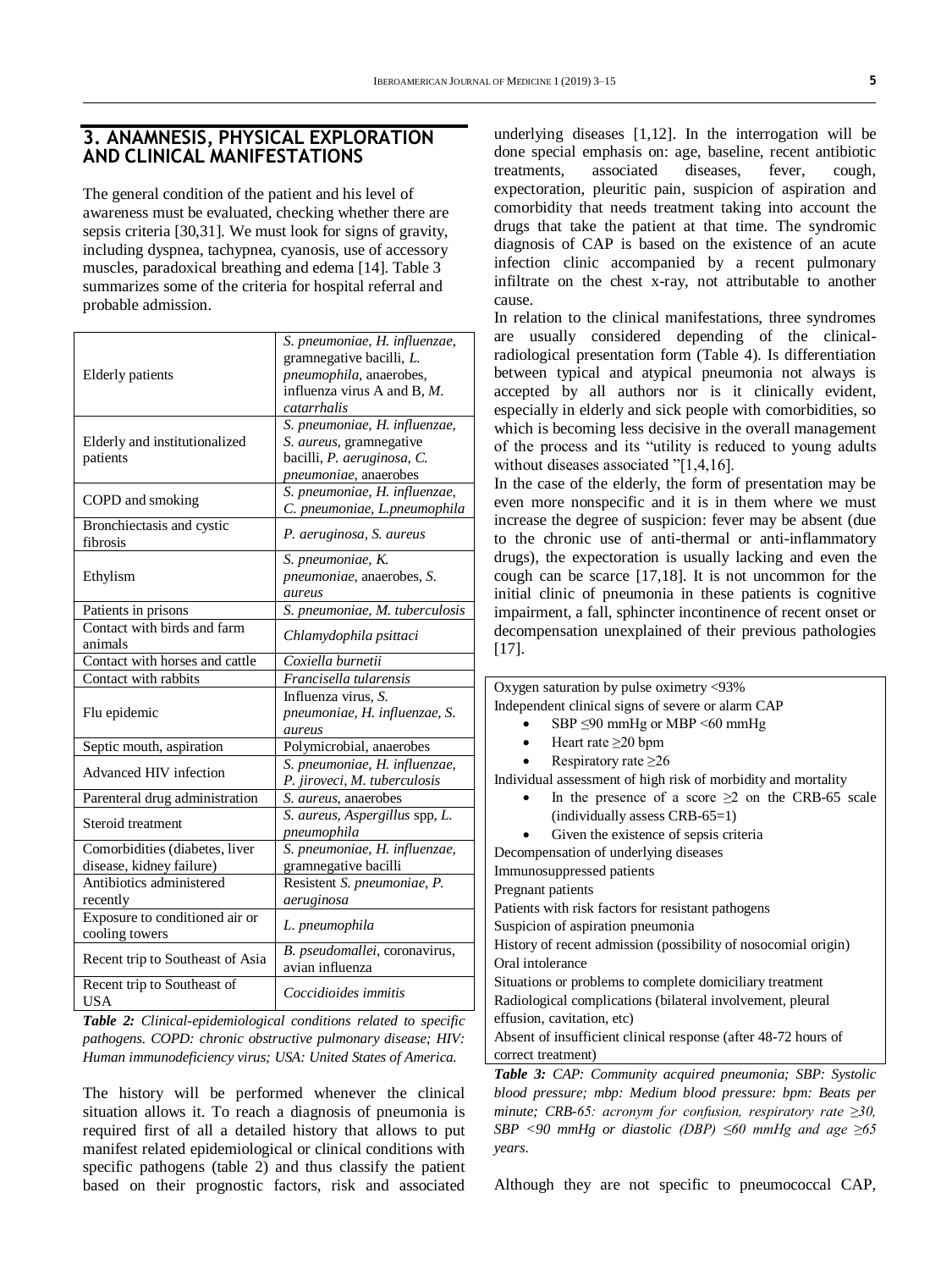## 3. ANAMNESIS, PHYSICAL EXPLORATION AND CLINICAL MANIFESTATIONS

The general condition of the patient and his level of awareness must be evaluated, checking whether there are sepsis criteria [30,31]. We must look for signs of gravity, including dyspnea, tachypnea, cyanosis, use of accessory muscles, paradoxical breathing and edema [14]. Table 3 summarizes some of the criteria for hospital referral and probable admission.

| | |
|---|---|
| Elderly patients | *S. pneumoniae, H. influenzae*, gramnegative bacilli, *L. pneumophila*, anaerobes, influenza virus A and B, *M. catarrhalis* |
| Elderly and institutionalized patients | *S. pneumoniae, H. influenzae, S. aureus*, gramnegative bacilli, *P. aeruginosa, C. pneumoniae*, anaerobes |
| COPD and smoking | *S. pneumoniae, H. influenzae, C. pneumoniae, L.pneumophila* |
| Bronchiectasis and cystic fibrosis | *P. aeruginosa, S. aureus* |
| Ethylism | *S. pneumoniae, K. pneumoniae*, anaerobes, *S. aureus* |
| Patients in prisons | *S. pneumoniae, M. tuberculosis* |
| Contact with birds and farm animals | *Chlamydophila psittaci* |
| Contact with horses and cattle | *Coxiella burnetii* |
| Contact with rabbits | *Francisella tularensis* |
| Flu epidemic | Influenza virus, *S. pneumoniae, H. influenzae, S. aureus* |
| Septic mouth, aspiration | Polymicrobial, anaerobes |
| Advanced HIV infection | *S. pneumoniae, H. influenzae, P. jiroveci, M. tuberculosis* |
| Parenteral drug administration | *S. aureus*, anaerobes |
| Steroid treatment | *S. aureus, Aspergillus* spp, *L. pneumophila* |
| Comorbidities (diabetes, liver disease, kidney failure) | *S. pneumoniae, H. influenzae*, gramnegative bacilli |
| Antibiotics administered recently | Resistent *S. pneumoniae, P. aeruginosa* |
| Exposure to conditioned air or cooling towers | *L. pneumophila* |
| Recent trip to Southeast of Asia | *B. pseudomallei*, coronavirus, avian influenza |
| Recent trip to Southeast of USA | *Coccidioides immitis* |

***Table 2:*** *Clinical-epidemiological conditions related to specific pathogens. COPD: chronic obstructive pulmonary disease; HIV: Human immunodeficiency virus; USA: United States of America.*

The history will be performed whenever the clinical situation allows it. To reach a diagnosis of pneumonia is required first of all a detailed history that allows to put manifest related epidemiological or clinical conditions with specific pathogens (table 2) and thus classify the patient based on their prognostic factors, risk and associated underlying diseases [1,12]. In the interrogation will be done special emphasis on: age, baseline, recent antibiotic treatments, associated diseases, fever, cough, expectoration, pleuritic pain, suspicion of aspiration and comorbidity that needs treatment taking into account the drugs that take the patient at that time. The syndromic diagnosis of CAP is based on the existence of an acute infection clinic accompanied by a recent pulmonary infiltrate on the chest x-ray, not attributable to another cause.

In relation to the clinical manifestations, three syndromes are usually considered depending of the clinical-radiological presentation form (Table 4). Is differentiation between typical and atypical pneumonia not always is accepted by all authors nor is it clinically evident, especially in elderly and sick people with comorbidities, so which is becoming less decisive in the overall management of the process and its "utility is reduced to young adults without diseases associated "[1,4,16].

In the case of the elderly, the form of presentation may be even more nonspecific and it is in them where we must increase the degree of suspicion: fever may be absent (due to the chronic use of anti-thermal or anti-inflammatory drugs), the expectoration is usually lacking and even the cough can be scarce [17,18]. It is not uncommon for the initial clinic of pneumonia in these patients is cognitive impairment, a fall, sphincter incontinence of recent onset or decompensation unexplained of their previous pathologies [17].

| |
|---|
| Oxygen saturation by pulse oximetry <93% |
| Independent clinical signs of severe or alarm CAP<br>• SBP ≤90 mmHg or MBP <60 mmHg<br>• Heart rate ≥20 bpm<br>• Respiratory rate ≥26 |
| Individual assessment of high risk of morbidity and mortality<br>• In the presence of a score ≥2 on the CRB-65 scale (individually assess CRB-65=1)<br>• Given the existence of sepsis criteria |
| Decompensation of underlying diseases |
| Immunosuppressed patients |
| Pregnant patients |
| Patients with risk factors for resistant pathogens |
| Suspicion of aspiration pneumonia |
| History of recent admission (possibility of nosocomial origin) |
| Oral intolerance |
| Situations or problems to complete domiciliary treatment |
| Radiological complications (bilateral involvement, pleural effusion, cavitation, etc) |
| Absent of insufficient clinical response (after 48-72 hours of correct treatment) |

***Table 3:*** *CAP: Community acquired pneumonia; SBP: Systolic blood pressure; mbp: Medium blood pressure: bpm: Beats per minute; CRB-65: acronym for confusion, respiratory rate ≥30, SBP <90 mmHg or diastolic (DBP) ≤60 mmHg and age ≥65 years.*

Although they are not specific to pneumococcal CAP,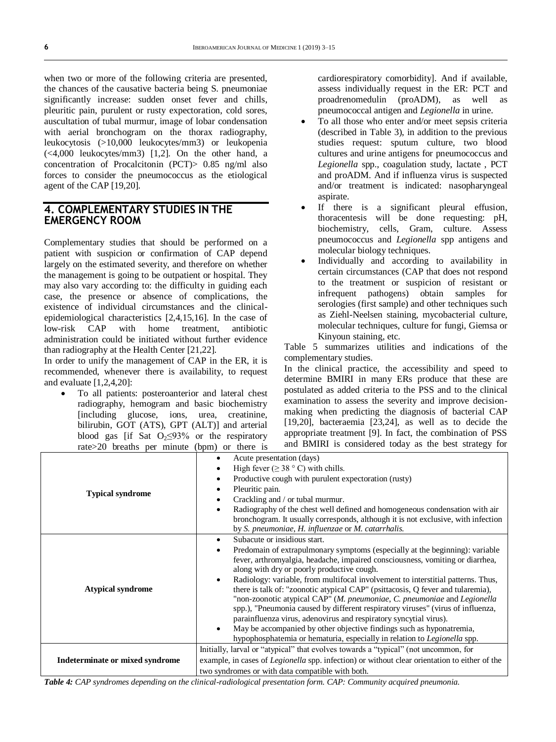when two or more of the following criteria are presented, the chances of the causative bacteria being S. pneumoniae significantly increase: sudden onset fever and chills, pleuritic pain, purulent or rusty expectoration, cold sores, auscultation of tubal murmur, image of lobar condensation with aerial bronchogram on the thorax radiography, leukocytosis (>10,000 leukocytes/mm3) or leukopenia (<4,000 leukocytes/mm3) [1,2]. On the other hand, a concentration of Procalcitonin (PCT)> 0.85 ng/ml also forces to consider the pneumococcus as the etiological agent of the CAP [19,20].

## 4. COMPLEMENTARY STUDIES IN THE EMERGENCY ROOM

Complementary studies that should be performed on a patient with suspicion or confirmation of CAP depend largely on the estimated severity, and therefore on whether the management is going to be outpatient or hospital. They may also vary according to: the difficulty in guiding each case, the presence or absence of complications, the existence of individual circumstances and the clinical-epidemiological characteristics [2,4,15,16]. In the case of low-risk CAP with home treatment, antibiotic administration could be initiated without further evidence than radiography at the Health Center [21,22].

In order to unify the management of CAP in the ER, it is recommended, whenever there is availability, to request and evaluate [1,2,4,20]:

- To all patients: posteroanterior and lateral chest radiography, hemogram and basic biochemistry [including glucose, ions, urea, creatinine, bilirubin, GOT (ATS), GPT (ALT)] and arterial blood gas [if Sat $O_2$≤93% or the respiratory rate>20 breaths per minute (bpm) or there is cardiorespiratory comorbidity]. And if available, assess individually request in the ER: PCT and proadrenomedulin (proADM), as well as pneumococcal antigen and *Legionella* in urine.
- To all those who enter and/or meet sepsis criteria (described in Table 3), in addition to the previous studies request: sputum culture, two blood cultures and urine antigens for pneumococcus and *Legionella* spp., coagulation study, lactate , PCT and proADM. And if influenza virus is suspected and/or treatment is indicated: nasopharyngeal aspirate.
- If there is a significant pleural effusion, thoracentesis will be done requesting: pH, biochemistry, cells, Gram, culture. Assess pneumococcus and *Legionella* spp antigens and molecular biology techniques.
- Individually and according to availability in certain circumstances (CAP that does not respond to the treatment or suspicion of resistant or infrequent pathogens) obtain samples for serologies (first sample) and other techniques such as Ziehl-Neelsen staining, mycobacterial culture, molecular techniques, culture for fungi, Giemsa or Kinyoun staining, etc.

Table 5 summarizes utilities and indications of the complementary studies.

In the clinical practice, the accessibility and speed to determine BMIRI in many ERs produce that these are postulated as added criteria to the PSS and to the clinical examination to assess the severity and improve decision-making when predicting the diagnosis of bacterial CAP [19,20], bacteraemia [23,24], as well as to decide the appropriate treatment [9]. In fact, the combination of PSS and BMIRI is considered today as the best strategy for

| | |
|---|---|
| **Typical syndrome** | • Acute presentation (days)<br>• High fever (≥ 38 ° C) with chills.<br>• Productive cough with purulent expectoration (rusty)<br>• Pleuritic pain.<br>• Crackling and / or tubal murmur.<br>• Radiography of the chest well defined and homogeneous condensation with air bronchogram. It usually corresponds, although it is not exclusive, with infection by *S. pneumoniae*, *H. influenzae* or *M. catarrhalis*. |
| **Atypical syndrome** | • Subacute or insidious start.<br>• Predomain of extrapulmonary symptoms (especially at the beginning): variable fever, arthromyalgia, headache, impaired consciousness, vomiting or diarrhea, along with dry or poorly productive cough.<br>• Radiology: variable, from multifocal involvement to interstitial patterns. Thus, there is talk of: "zoonotic atypical CAP" (psittacosis, Q fever and tularemia), "non-zoonotic atypical CAP" (*M. pneumoniae*, *C. pneumoniae* and *Legionella* spp.), "Pneumonia caused by different respiratory viruses" (virus of influenza, parainfluenza virus, adenovirus and respiratory syncytial virus).<br>• May be accompanied by other objective findings such as hyponatremia, hypophosphatemia or hematuria, especially in relation to *Legionella* spp. |
| **Indeterminate or mixed syndrome** | Initially, larval or "atypical" that evolves towards a "typical" (not uncommon, for example, in cases of *Legionella* spp. infection) or without clear orientation to either of the two syndromes or with data compatible with both. |

***Table 4:*** *CAP syndromes depending on the clinical-radiological presentation form. CAP: Community acquired pneumonia.*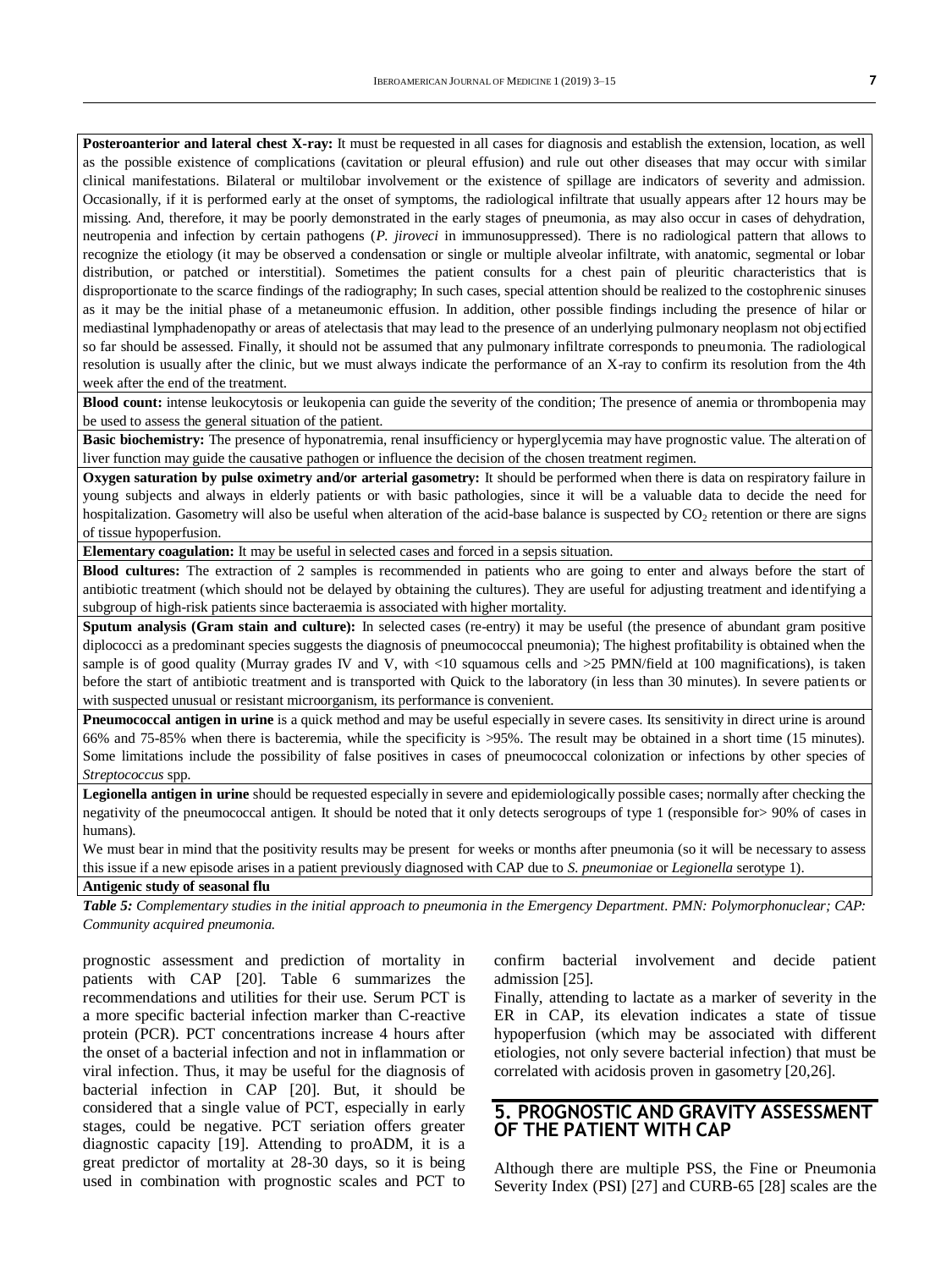| |
|---|
| **Posteroanterior and lateral chest X-ray:** It must be requested in all cases for diagnosis and establish the extension, location, as well as the possible existence of complications (cavitation or pleural effusion) and rule out other diseases that may occur with similar clinical manifestations. Bilateral or multilobar involvement or the existence of spillage are indicators of severity and admission. Occasionally, if it is performed early at the onset of symptoms, the radiological infiltrate that usually appears after 12 hours may be missing. And, therefore, it may be poorly demonstrated in the early stages of pneumonia, as may also occur in cases of dehydration, neutropenia and infection by certain pathogens (*P. jiroveci* in immunosuppressed). There is no radiological pattern that allows to recognize the etiology (it may be observed a condensation or single or multiple alveolar infiltrate, with anatomic, segmental or lobar distribution, or patched or interstitial). Sometimes the patient consults for a chest pain of pleuritic characteristics that is disproportionate to the scarce findings of the radiography; In such cases, special attention should be realized to the costophrenic sinuses as it may be the initial phase of a metaneumonic effusion. In addition, other possible findings including the presence of hilar or mediastinal lymphadenopathy or areas of atelectasis that may lead to the presence of an underlying pulmonary neoplasm not objectified so far should be assessed. Finally, it should not be assumed that any pulmonary infiltrate corresponds to pneumonia. The radiological resolution is usually after the clinic, but we must always indicate the performance of an X-ray to confirm its resolution from the 4th week after the end of the treatment. |
| **Blood count:** intense leukocytosis or leukopenia can guide the severity of the condition; The presence of anemia or thrombopenia may be used to assess the general situation of the patient. |
| **Basic biochemistry:** The presence of hyponatremia, renal insufficiency or hyperglycemia may have prognostic value. The alteration of liver function may guide the causative pathogen or influence the decision of the chosen treatment regimen. |
| **Oxygen saturation by pulse oximetry and/or arterial gasometry:** It should be performed when there is data on respiratory failure in young subjects and always in elderly patients or with basic pathologies, since it will be a valuable data to decide the need for hospitalization. Gasometry will also be useful when alteration of the acid-base balance is suspected by $CO_2$ retention or there are signs of tissue hypoperfusion. |
| **Elementary coagulation:** It may be useful in selected cases and forced in a sepsis situation. |
| **Blood cultures:** The extraction of 2 samples is recommended in patients who are going to enter and always before the start of antibiotic treatment (which should not be delayed by obtaining the cultures). They are useful for adjusting treatment and identifying a subgroup of high-risk patients since bacteraemia is associated with higher mortality. |
| **Sputum analysis (Gram stain and culture):** In selected cases (re-entry) it may be useful (the presence of abundant gram positive diplococci as a predominant species suggests the diagnosis of pneumococcal pneumonia); The highest profitability is obtained when the sample is of good quality (Murray grades IV and V, with <10 squamous cells and >25 PMN/field at 100 magnifications), is taken before the start of antibiotic treatment and is transported with Quick to the laboratory (in less than 30 minutes). In severe patients or with suspected unusual or resistant microorganism, its performance is convenient. |
| **Pneumococcal antigen in urine** is a quick method and may be useful especially in severe cases. Its sensitivity in direct urine is around 66% and 75-85% when there is bacteremia, while the specificity is >95%. The result may be obtained in a short time (15 minutes). Some limitations include the possibility of false positives in cases of pneumococcal colonization or infections by other species of *Streptococcus* spp. |
| **Legionella antigen in urine** should be requested especially in severe and epidemiologically possible cases; normally after checking the negativity of the pneumococcal antigen. It should be noted that it only detects serogroups of type 1 (responsible for> 90% of cases in humans). We must bear in mind that the positivity results may be present for weeks or months after pneumonia (so it will be necessary to assess this issue if a new episode arises in a patient previously diagnosed with CAP due to *S. pneumoniae* or *Legionella* serotype 1). |
| **Antigenic study of seasonal flu** |

***Table 5:** Complementary studies in the initial approach to pneumonia in the Emergency Department. PMN: Polymorphonuclear; CAP: Community acquired pneumonia.*

prognostic assessment and prediction of mortality in patients with CAP [20]. Table 6 summarizes the recommendations and utilities for their use. Serum PCT is a more specific bacterial infection marker than C-reactive protein (PCR). PCT concentrations increase 4 hours after the onset of a bacterial infection and not in inflammation or viral infection. Thus, it may be useful for the diagnosis of bacterial infection in CAP [20]. But, it should be considered that a single value of PCT, especially in early stages, could be negative. PCT seriation offers greater diagnostic capacity [19]. Attending to proADM, it is a great predictor of mortality at 28-30 days, so it is being used in combination with prognostic scales and PCT to confirm bacterial involvement and decide patient admission [25].

Finally, attending to lactate as a marker of severity in the ER in CAP, its elevation indicates a state of tissue hypoperfusion (which may be associated with different etiologies, not only severe bacterial infection) that must be correlated with acidosis proven in gasometry [20,26].

## 5. PROGNOSTIC AND GRAVITY ASSESSMENT OF THE PATIENT WITH CAP

Although there are multiple PSS, the Fine or Pneumonia Severity Index (PSI) [27] and CURB-65 [28] scales are the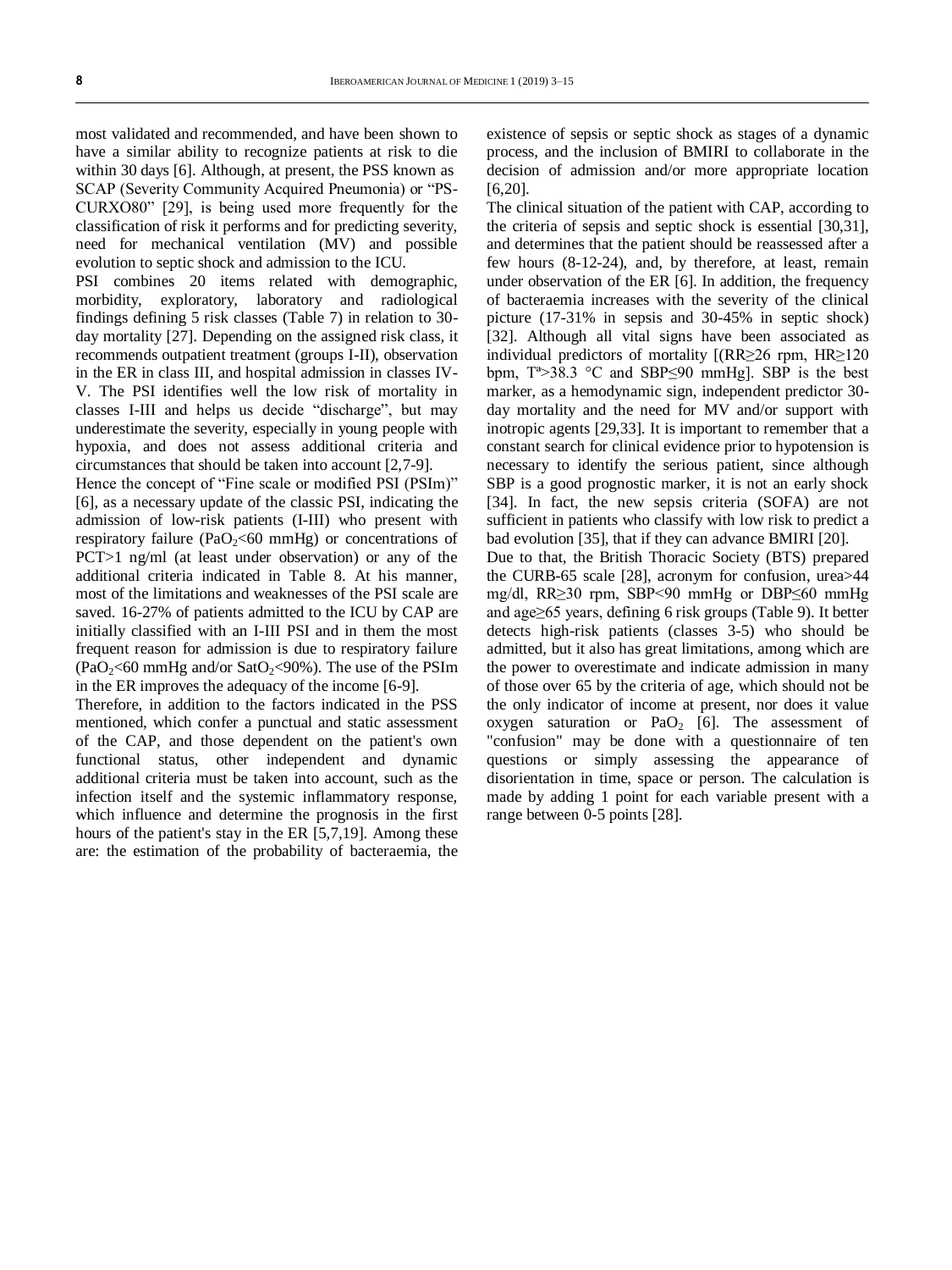most validated and recommended, and have been shown to have a similar ability to recognize patients at risk to die within 30 days [6]. Although, at present, the PSS known as SCAP (Severity Community Acquired Pneumonia) or "PS-CURXO80" [29], is being used more frequently for the classification of risk it performs and for predicting severity, need for mechanical ventilation (MV) and possible evolution to septic shock and admission to the ICU.

PSI combines 20 items related with demographic, morbidity, exploratory, laboratory and radiological findings defining 5 risk classes (Table 7) in relation to 30-day mortality [27]. Depending on the assigned risk class, it recommends outpatient treatment (groups I-II), observation in the ER in class III, and hospital admission in classes IV-V. The PSI identifies well the low risk of mortality in classes I-III and helps us decide "discharge", but may underestimate the severity, especially in young people with hypoxia, and does not assess additional criteria and circumstances that should be taken into account [2,7-9].

Hence the concept of "Fine scale or modified PSI (PSIm)" [6], as a necessary update of the classic PSI, indicating the admission of low-risk patients (I-III) who present with respiratory failure ($PaO_2$<60 mmHg) or concentrations of PCT>1 ng/ml (at least under observation) or any of the additional criteria indicated in Table 8. At his manner, most of the limitations and weaknesses of the PSI scale are saved. 16-27% of patients admitted to the ICU by CAP are initially classified with an I-III PSI and in them the most frequent reason for admission is due to respiratory failure ($PaO_2$<60 mmHg and/or $SatO_2$<90%). The use of the PSIm in the ER improves the adequacy of the income [6-9].

Therefore, in addition to the factors indicated in the PSS mentioned, which confer a punctual and static assessment of the CAP, and those dependent on the patient's own functional status, other independent and dynamic additional criteria must be taken into account, such as the infection itself and the systemic inflammatory response, which influence and determine the prognosis in the first hours of the patient's stay in the ER [5,7,19]. Among these are: the estimation of the probability of bacteraemia, the existence of sepsis or septic shock as stages of a dynamic process, and the inclusion of BMIRI to collaborate in the decision of admission and/or more appropriate location [6,20].

The clinical situation of the patient with CAP, according to the criteria of sepsis and septic shock is essential [30,31], and determines that the patient should be reassessed after a few hours (8-12-24), and, by therefore, at least, remain under observation of the ER [6]. In addition, the frequency of bacteraemia increases with the severity of the clinical picture (17-31% in sepsis and 30-45% in septic shock) [32]. Although all vital signs have been associated as individual predictors of mortality [(RR≥26 rpm, HR≥120 bpm, Tª>38.3 °C and SBP≤90 mmHg]. SBP is the best marker, as a hemodynamic sign, independent predictor 30-day mortality and the need for MV and/or support with inotropic agents [29,33]. It is important to remember that a constant search for clinical evidence prior to hypotension is necessary to identify the serious patient, since although SBP is a good prognostic marker, it is not an early shock [34]. In fact, the new sepsis criteria (SOFA) are not sufficient in patients who classify with low risk to predict a bad evolution [35], that if they can advance BMIRI [20].

Due to that, the British Thoracic Society (BTS) prepared the CURB-65 scale [28], acronym for confusion, urea>44 mg/dl, RR≥30 rpm, SBP<90 mmHg or DBP≤60 mmHg and age≥65 years, defining 6 risk groups (Table 9). It better detects high-risk patients (classes 3-5) who should be admitted, but it also has great limitations, among which are the power to overestimate and indicate admission in many of those over 65 by the criteria of age, which should not be the only indicator of income at present, nor does it value oxygen saturation or $PaO_2$ [6]. The assessment of "confusion" may be done with a questionnaire of ten questions or simply assessing the appearance of disorientation in time, space or person. The calculation is made by adding 1 point for each variable present with a range between 0-5 points [28].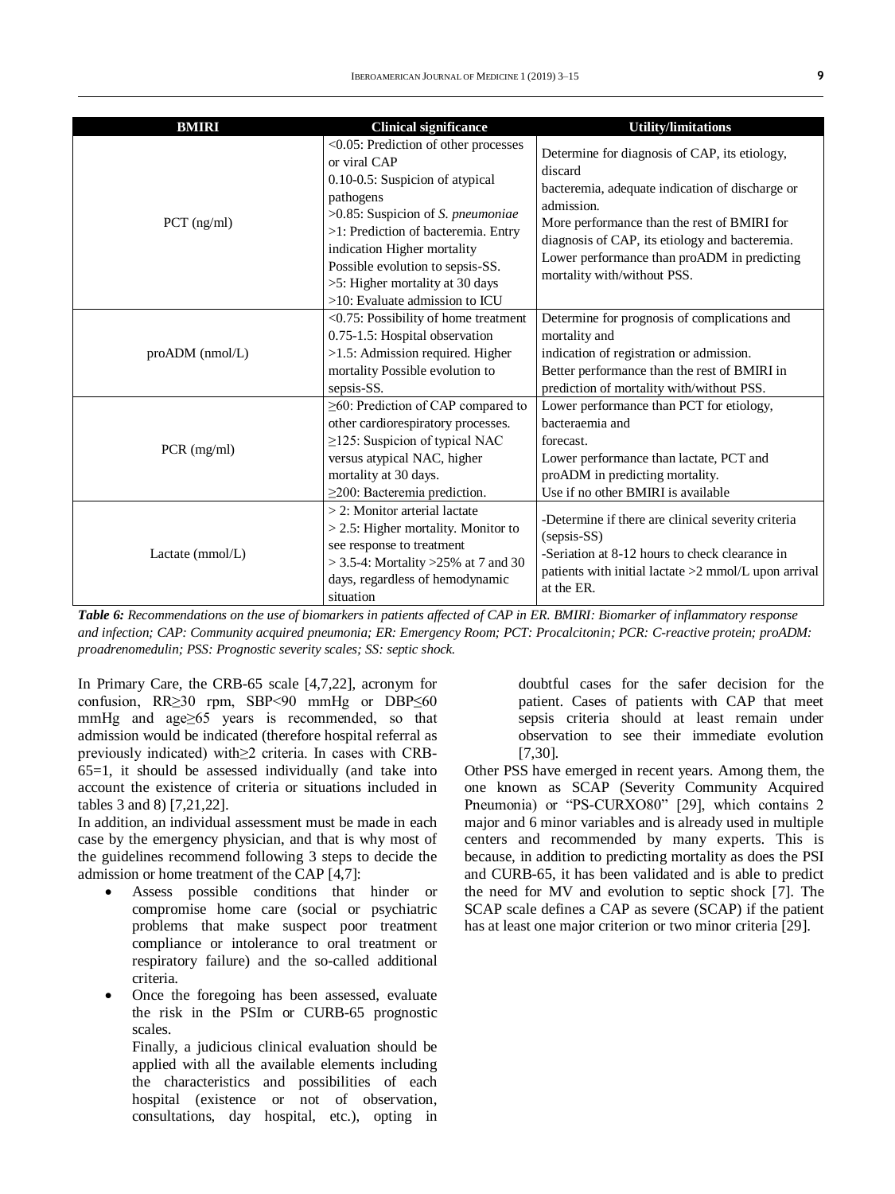| BMIRI | Clinical significance | Utility/limitations |
| --- | --- | --- |
| PCT (ng/ml) | <0.05: Prediction of other processes or viral CAP<br>0.10-0.5: Suspicion of atypical pathogens<br>>0.85: Suspicion of *S. pneumoniae*<br>>1: Prediction of bacteremia. Entry indication Higher mortality Possible evolution to sepsis-SS.<br>>5: Higher mortality at 30 days<br>>10: Evaluate admission to ICU | Determine for diagnosis of CAP, its etiology, discard bacteremia, adequate indication of discharge or admission.<br>More performance than the rest of BMIRI for diagnosis of CAP, its etiology and bacteremia.<br>Lower performance than proADM in predicting mortality with/without PSS. |
| proADM (nmol/L) | <0.75: Possibility of home treatment<br>0.75-1.5: Hospital observation<br>>1.5: Admission required. Higher mortality Possible evolution to sepsis-SS. | Determine for prognosis of complications and mortality and indication of registration or admission.<br>Better performance than the rest of BMIRI in prediction of mortality with/without PSS. |
| PCR (mg/ml) | ≥60: Prediction of CAP compared to other cardiorespiratory processes.<br>≥125: Suspicion of typical NAC versus atypical NAC, higher mortality at 30 days.<br>≥200: Bacteremia prediction. | Lower performance than PCT for etiology, bacteraemia and forecast.<br>Lower performance than lactate, PCT and proADM in predicting mortality.<br>Use if no other BMIRI is available |
| Lactate (mmol/L) | > 2: Monitor arterial lactate<br>> 2.5: Higher mortality. Monitor to see response to treatment<br>> 3.5-4: Mortality >25% at 7 and 30 days, regardless of hemodynamic situation | -Determine if there are clinical severity criteria (sepsis-SS)<br>-Seriation at 8-12 hours to check clearance in patients with initial lactate >2 mmol/L upon arrival at the ER. |

***Table 6:*** *Recommendations on the use of biomarkers in patients affected of CAP in ER. BMIRI: Biomarker of inflammatory response and infection; CAP: Community acquired pneumonia; ER: Emergency Room; PCT: Procalcitonin; PCR: C-reactive protein; proADM: proadrenomedulin; PSS: Prognostic severity scales; SS: septic shock.*

In Primary Care, the CRB-65 scale [4,7,22], acronym for confusion, RR≥30 rpm, SBP<90 mmHg or DBP≤60 mmHg and age≥65 years is recommended, so that admission would be indicated (therefore hospital referral as previously indicated) with≥2 criteria. In cases with CRB-65=1, it should be assessed individually (and take into account the existence of criteria or situations included in tables 3 and 8) [7,21,22].

In addition, an individual assessment must be made in each case by the emergency physician, and that is why most of the guidelines recommend following 3 steps to decide the admission or home treatment of the CAP [4,7]:

- Assess possible conditions that hinder or compromise home care (social or psychiatric problems that make suspect poor treatment compliance or intolerance to oral treatment or respiratory failure) and the so-called additional criteria.
- Once the foregoing has been assessed, evaluate the risk in the PSIm or CURB-65 prognostic scales.

  Finally, a judicious clinical evaluation should be applied with all the available elements including the characteristics and possibilities of each hospital (existence or not of observation, consultations, day hospital, etc.), opting in doubtful cases for the safer decision for the patient. Cases of patients with CAP that meet sepsis criteria should at least remain under observation to see their immediate evolution [7,30].

Other PSS have emerged in recent years. Among them, the one known as SCAP (Severity Community Acquired Pneumonia) or "PS-CURXO80" [29], which contains 2 major and 6 minor variables and is already used in multiple centers and recommended by many experts. This is because, in addition to predicting mortality as does the PSI and CURB-65, it has been validated and is able to predict the need for MV and evolution to septic shock [7]. The SCAP scale defines a CAP as severe (SCAP) if the patient has at least one major criterion or two minor criteria [29].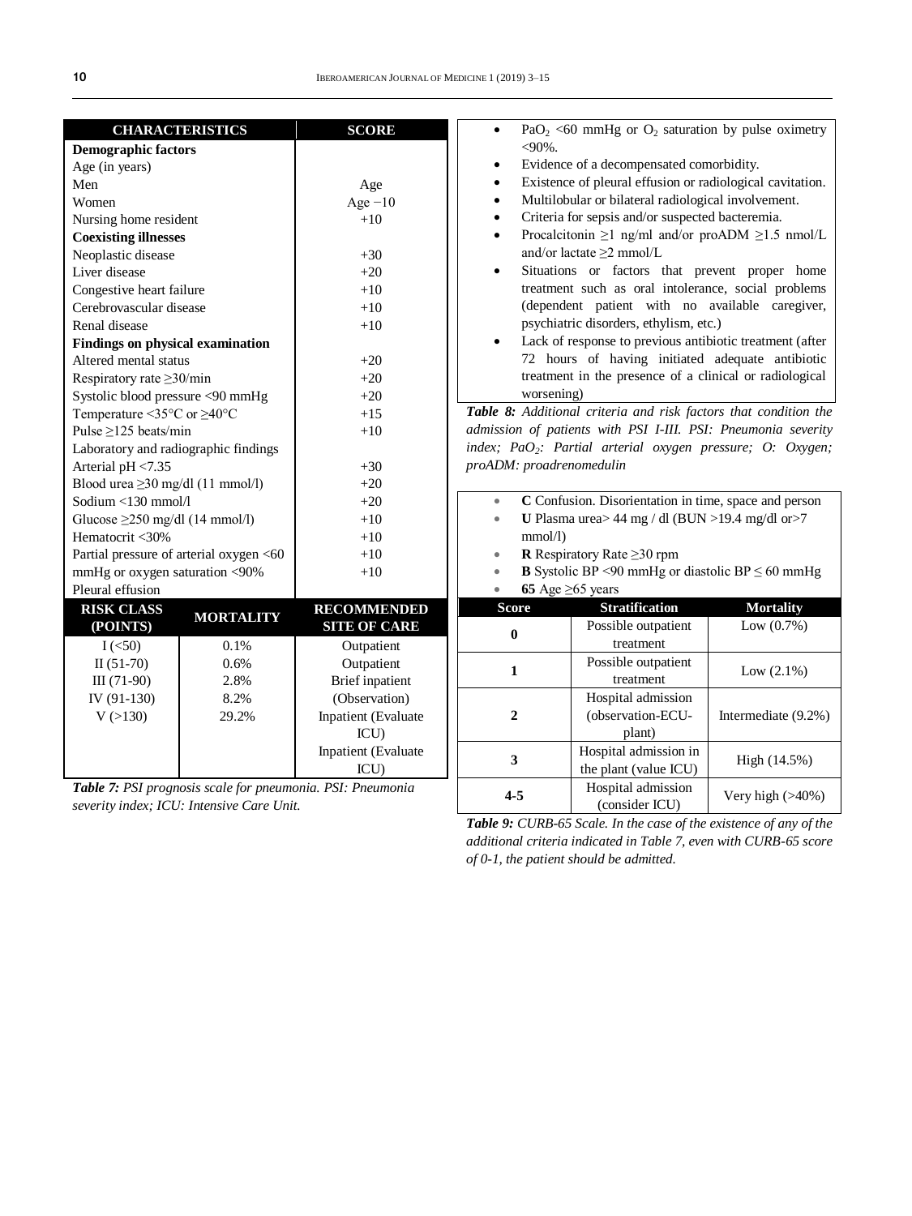| CHARACTERISTICS | SCORE |
|---|---|
| **Demographic factors** | |
| Age (in years) | |
| Men | Age |
| Women | Age −10 |
| Nursing home resident | +10 |
| **Coexisting illnesses** | |
| Neoplastic disease | +30 |
| Liver disease | +20 |
| Congestive heart failure | +10 |
| Cerebrovascular disease | +10 |
| Renal disease | +10 |
| **Findings on physical examination** | |
| Altered mental status | +20 |
| Respiratory rate ≥30/min | +20 |
| Systolic blood pressure <90 mmHg | +20 |
| Temperature <35°C or ≥40°C | +15 |
| Pulse ≥125 beats/min | +10 |
| Laboratory and radiographic findings | |
| Arterial pH <7.35 | +30 |
| Blood urea ≥30 mg/dl (11 mmol/l) | +20 |
| Sodium <130 mmol/l | +20 |
| Glucose ≥250 mg/dl (14 mmol/l) | +10 |
| Hematocrit <30% | +10 |
| Partial pressure of arterial oxygen <60 | +10 |
| mmHg or oxygen saturation <90% | +10 |
| Pleural effusion | |

| RISK CLASS (POINTS) | MORTALITY | RECOMMENDED SITE OF CARE |
|---|---|---|
| I (<50) | 0.1% | Outpatient |
| II (51-70) | 0.6% | Outpatient |
| III (71-90) | 2.8% | Brief inpatient |
| IV (91-130) | 8.2% | (Observation) |
| V (>130) | 29.2% | Inpatient (Evaluate ICU) |
| | | Inpatient (Evaluate ICU) |

***Table 7:** PSI prognosis scale for pneumonia. PSI: Pneumonia severity index; ICU: Intensive Care Unit.*

- $PaO_2$ <60 mmHg or $O_2$ saturation by pulse oximetry <90%.
- Evidence of a decompensated comorbidity.
- Existence of pleural effusion or radiological cavitation.
- Multilobular or bilateral radiological involvement.
- Criteria for sepsis and/or suspected bacteremia.
- Procalcitonin ≥1 ng/ml and/or proADM ≥1.5 nmol/L and/or lactate ≥2 mmol/L
- Situations or factors that prevent proper home treatment such as oral intolerance, social problems (dependent patient with no available caregiver, psychiatric disorders, ethylism, etc.)
- Lack of response to previous antibiotic treatment (after 72 hours of having initiated adequate antibiotic treatment in the presence of a clinical or radiological worsening)

***Table 8:** Additional criteria and risk factors that condition the admission of patients with PSI I-III. PSI: Pneumonia severity index; $PaO_2$: Partial arterial oxygen pressure; O: Oxygen; proADM: proadrenomedulin*

- **C** Confusion. Disorientation in time, space and person
- **U** Plasma urea> 44 mg / dl (BUN >19.4 mg/dl or>7 mmol/l)
- **R** Respiratory Rate ≥30 rpm
- **B** Systolic BP <90 mmHg or diastolic BP ≤ 60 mmHg
- **65** Age ≥65 years

| Score | Stratification | Mortality |
|---|---|---|
| **0** | Possible outpatient treatment | Low (0.7%) |
| **1** | Possible outpatient treatment | Low (2.1%) |
| **2** | Hospital admission (observation-ECU-plant) | Intermediate (9.2%) |
| **3** | Hospital admission in the plant (value ICU) | High (14.5%) |
| **4-5** | Hospital admission (consider ICU) | Very high (>40%) |

***Table 9:** CURB-65 Scale. In the case of the existence of any of the additional criteria indicated in Table 7, even with CURB-65 score of 0-1, the patient should be admitted.*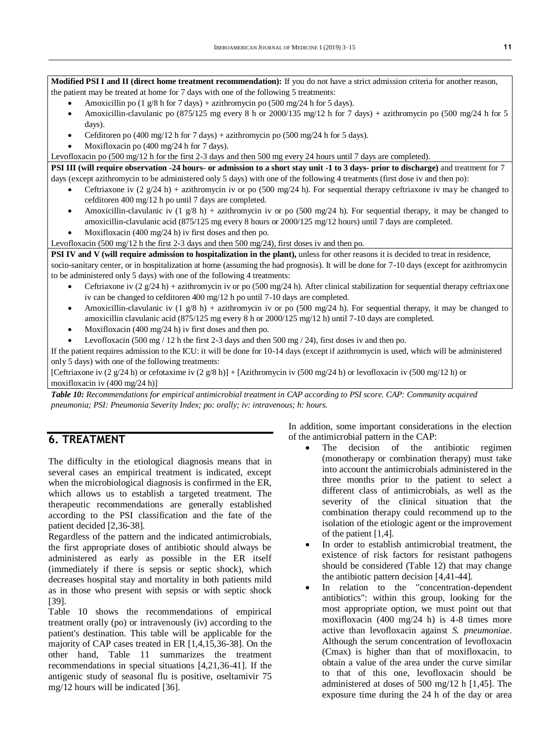**Modified PSI I and II (direct home treatment recommendation):** If you do not have a strict admission criteria for another reason, the patient may be treated at home for 7 days with one of the following 5 treatments:

- Amoxicillin po (1 g/8 h for 7 days) + azithromycin po (500 mg/24 h for 5 days).
- Amoxicillin-clavulanic po (875/125 mg every 8 h or 2000/135 mg/12 h for 7 days) + azithromycin po (500 mg/24 h for 5 days).
- Cefditoren po (400 mg/12 h for 7 days) + azithromycin po (500 mg/24 h for 5 days).
- Moxifloxacin po (400 mg/24 h for 7 days).

Levofloxacin po (500 mg/12 h for the first 2-3 days and then 500 mg every 24 hours until 7 days are completed).

**PSI III (will require observation -24 hours- or admission to a short stay unit -1 to 3 days- prior to discharge)** and treatment for 7 days (except azithromycin to be administered only 5 days) with one of the following 4 treatments (first dose iv and then po):

- Ceftriaxone iv (2 g/24 h) + azithromycin iv or po (500 mg/24 h). For sequential therapy ceftriaxone iv may be changed to cefditoren 400 mg/12 h po until 7 days are completed.
- Amoxicillin-clavulanic iv (1 g/8 h) + azithromycin iv or po (500 mg/24 h). For sequential therapy, it may be changed to amoxicillin-clavulanic acid (875/125 mg every 8 hours or 2000/125 mg/12 hours) until 7 days are completed.
- Moxifloxacin (400 mg/24 h) iv first doses and then po.

Levofloxacin (500 mg/12 h the first 2-3 days and then 500 mg/24), first doses iv and then po.

**PSI IV and V (will require admission to hospitalization in the plant),** unless for other reasons it is decided to treat in residence, socio-sanitary center, or in hospitalization at home (assuming the bad prognosis). It will be done for 7-10 days (except for azithromycin to be administered only 5 days) with one of the following 4 treatments:

- Ceftriaxone iv (2 g/24 h) + azithromycin iv or po (500 mg/24 h). After clinical stabilization for sequential therapy ceftriaxone iv can be changed to cefditoren 400 mg/12 h po until 7-10 days are completed.
- Amoxicillin-clavulanic iv (1 g/8 h) + azithromycin iv or po (500 mg/24 h). For sequential therapy, it may be changed to amoxicillin clavulanic acid (875/125 mg every 8 h or 2000/125 mg/12 h) until 7-10 days are completed.
- Moxifloxacin (400 mg/24 h) iv first doses and then po.
- Levofloxacin (500 mg / 12 h the first 2-3 days and then 500 mg / 24), first doses iv and then po.

If the patient requires admission to the ICU: it will be done for 10-14 days (except if azithromycin is used, which will be administered only 5 days) with one of the following treatments:

[Ceftriaxone iv (2 g/24 h) or cefotaxime iv (2 g/8 h)] + [Azithromycin iv (500 mg/24 h) or levofloxacin iv (500 mg/12 h) or moxifloxacin iv (400 mg/24 h)]

***Table 10:*** *Recommendations for empirical antimicrobial treatment in CAP according to PSI score. CAP: Community acquired pneumonia; PSI: Pneumonia Severity Index; po: orally; iv: intravenous; h: hours.*

## 6. TREATMENT

The difficulty in the etiological diagnosis means that in several cases an empirical treatment is indicated, except when the microbiological diagnosis is confirmed in the ER, which allows us to establish a targeted treatment. The therapeutic recommendations are generally established according to the PSI classification and the fate of the patient decided [2,36-38].

Regardless of the pattern and the indicated antimicrobials, the first appropriate doses of antibiotic should always be administered as early as possible in the ER itself (immediately if there is sepsis or septic shock), which decreases hospital stay and mortality in both patients mild as in those who present with sepsis or with septic shock [39].

Table 10 shows the recommendations of empirical treatment orally (po) or intravenously (iv) according to the patient's destination. This table will be applicable for the majority of CAP cases treated in ER [1,4,15,36-38]. On the other hand, Table 11 summarizes the treatment recommendations in special situations [4,21,36-41]. If the antigenic study of seasonal flu is positive, oseltamivir 75 mg/12 hours will be indicated [36].

In addition, some important considerations in the election of the antimicrobial pattern in the CAP:

- The decision of the antibiotic regimen (monotherapy or combination therapy) must take into account the antimicrobials administered in the three months prior to the patient to select a different class of antimicrobials, as well as the severity of the clinical situation that the combination therapy could recommend up to the isolation of the etiologic agent or the improvement of the patient [1,4].
- In order to establish antimicrobial treatment, the existence of risk factors for resistant pathogens should be considered (Table 12) that may change the antibiotic pattern decision [4,41-44].
- In relation to the "concentration-dependent antibiotics": within this group, looking for the most appropriate option, we must point out that moxifloxacin (400 mg/24 h) is 4-8 times more active than levofloxacin against *S. pneumoniae*. Although the serum concentration of levofloxacin (Cmax) is higher than that of moxifloxacin, to obtain a value of the area under the curve similar to that of this one, levofloxacin should be administered at doses of 500 mg/12 h [1,45]. The exposure time during the 24 h of the day or area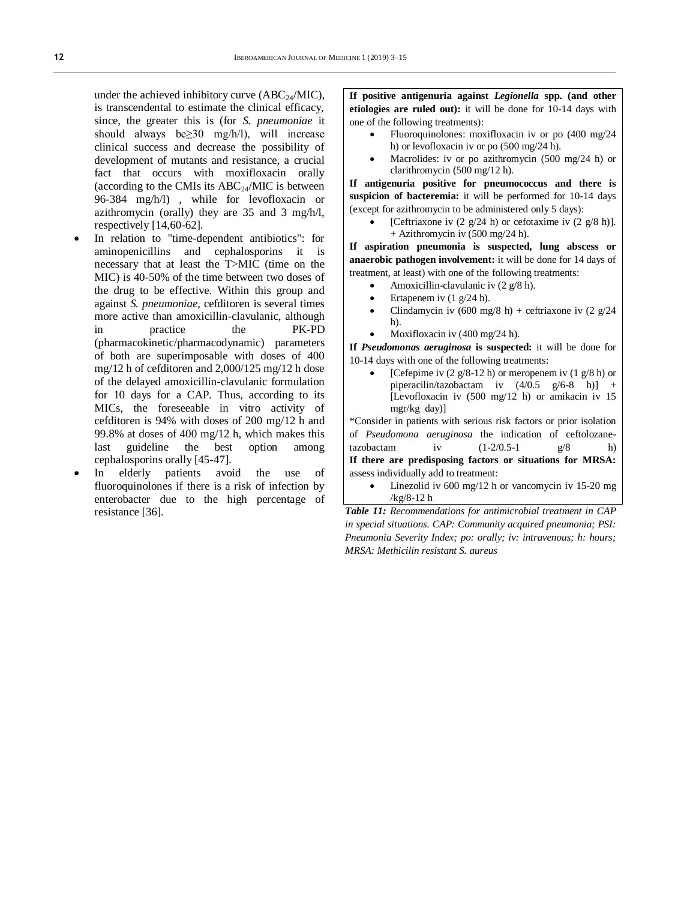under the achieved inhibitory curve ($ABC_{24}$/MIC), is transcendental to estimate the clinical efficacy, since, the greater this is (for *S. pneumoniae* it should always be≥30 mg/h/l), will increase clinical success and decrease the possibility of development of mutants and resistance, a crucial fact that occurs with moxifloxacin orally (according to the CMIs its $ABC_{24}$/MIC is between 96-384 mg/h/l) , while for levofloxacin or azithromycin (orally) they are 35 and 3 mg/h/l, respectively [14,60-62].

- In relation to "time-dependent antibiotics": for aminopenicillins and cephalosporins it is necessary that at least the T>MIC (time on the MIC) is 40-50% of the time between two doses of the drug to be effective. Within this group and against *S. pneumoniae*, cefditoren is several times more active than amoxicillin-clavulanic, although in practice the PK-PD (pharmacokinetic/pharmacodynamic) parameters of both are superimposable with doses of 400 mg/12 h of cefditoren and 2,000/125 mg/12 h dose of the delayed amoxicillin-clavulanic formulation for 10 days for a CAP. Thus, according to its MICs, the foreseeable in vitro activity of cefditoren is 94% with doses of 200 mg/12 h and 99.8% at doses of 400 mg/12 h, which makes this last guideline the best option among cephalosporins orally [45-47].
- In elderly patients avoid the use of fluoroquinolones if there is a risk of infection by enterobacter due to the high percentage of resistance [36].

**If positive antigenuria against *Legionella* spp. (and other etiologies are ruled out):** it will be done for 10-14 days with one of the following treatments):

- Fluoroquinolones: moxifloxacin iv or po (400 mg/24 h) or levofloxacin iv or po (500 mg/24 h).
- Macrolides: iv or po azithromycin (500 mg/24 h) or clarithromycin (500 mg/12 h).

**If antigenuria positive for pneumococcus and there is suspicion of bacteremia:** it will be performed for 10-14 days (except for azithromycin to be administered only 5 days):

- [Ceftriaxone iv (2 g/24 h) or cefotaxime iv (2 g/8 h)]. + Azithromycin iv (500 mg/24 h).

**If aspiration pneumonia is suspected, lung abscess or anaerobic pathogen involvement:** it will be done for 14 days of treatment, at least) with one of the following treatments:

- Amoxicillin-clavulanic iv (2 g/8 h).
- Ertapenem iv (1 g/24 h).
- Clindamycin iv (600 mg/8 h) + ceftriaxone iv (2 g/24 h).
- Moxifloxacin iv (400 mg/24 h).

**If *Pseudomonas aeruginosa* is suspected:** it will be done for 10-14 days with one of the following treatments:

- [Cefepime iv (2 g/8-12 h) or meropenem iv (1 g/8 h) or piperacilin/tazobactam iv (4/0.5 g/6-8 h)] + [Levofloxacin iv (500 mg/12 h) or amikacin iv 15 mgr/kg day)]

*Consider in patients with serious risk factors or prior isolation of *Pseudomona aeruginosa* the indication of ceftolozane-tazobactam iv (1-2/0.5-1 g/8 h)

**If there are predisposing factors or situations for MRSA:** assess individually add to treatment:

- Linezolid iv 600 mg/12 h or vancomycin iv 15-20 mg /kg/8-12 h

***Table 11:*** *Recommendations for antimicrobial treatment in CAP in special situations. CAP: Community acquired pneumonia; PSI: Pneumonia Severity Index; po: orally; iv: intravenous; h: hours; MRSA: Methicilin resistant S. aureus*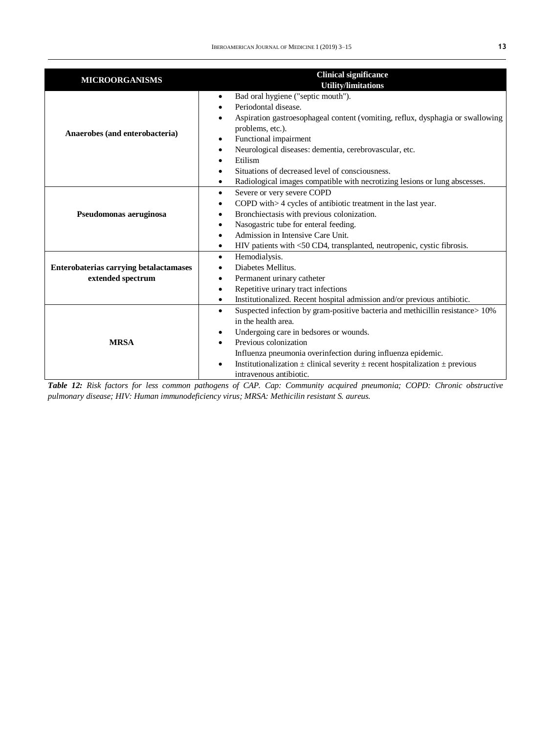| MICROORGANISMS | Clinical significance<br>Utility/limitations |
|---|---|
| **Anaerobes (and enterobacteria)** | • Bad oral hygiene ("septic mouth").<br>• Periodontal disease.<br>• Aspiration gastroesophageal content (vomiting, reflux, dysphagia or swallowing problems, etc.).<br>• Functional impairment<br>• Neurological diseases: dementia, cerebrovascular, etc.<br>• Etilism<br>• Situations of decreased level of consciousness.<br>• Radiological images compatible with necrotizing lesions or lung abscesses. |
| **Pseudomonas aeruginosa** | • Severe or very severe COPD<br>• COPD with> 4 cycles of antibiotic treatment in the last year.<br>• Bronchiectasis with previous colonization.<br>• Nasogastric tube for enteral feeding.<br>• Admission in Intensive Care Unit.<br>• HIV patients with <50 CD4, transplanted, neutropenic, cystic fibrosis. |
| **Enterobaterias carrying betalactamases extended spectrum** | • Hemodialysis.<br>• Diabetes Mellitus.<br>• Permanent urinary catheter<br>• Repetitive urinary tract infections<br>• Institutionalized. Recent hospital admission and/or previous antibiotic. |
| **MRSA** | • Suspected infection by gram-positive bacteria and methicillin resistance> 10% in the health area.<br>• Undergoing care in bedsores or wounds.<br>• Previous colonization<br>Influenza pneumonia overinfection during influenza epidemic.<br>• Institutionalization ± clinical severity ± recent hospitalization ± previous intravenous antibiotic. |

***Table 12:*** *Risk factors for less common pathogens of CAP. Cap: Community acquired pneumonia; COPD: Chronic obstructive pulmonary disease; HIV: Human immunodeficiency virus; MRSA: Methicilin resistant S. aureus.*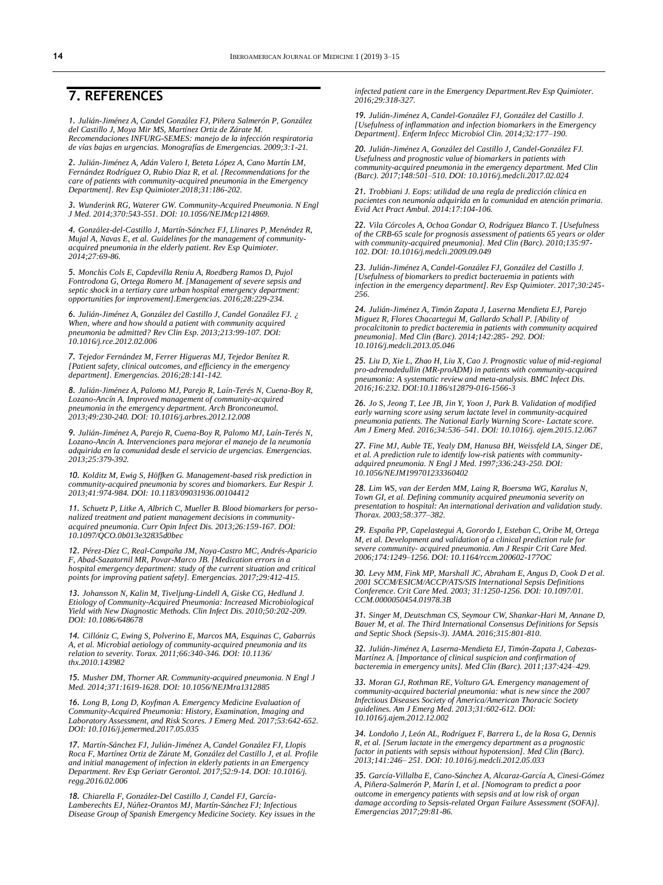## 7. REFERENCES

*1. Julián-Jiménez A, Candel González FJ, Piñera Salmerón P, González del Castillo J, Moya Mir MS, Martínez Ortiz de Zárate M. Recomendaciones INFURG-SEMES: manejo de la infección respiratoria de vías bajas en urgencias. Monografías de Emergencias. 2009;3:1-21.*

*2. Julián-Jiménez A, Adán Valero I, Beteta López A, Cano Martín LM, Fernández Rodríguez O, Rubio Díaz R, et al. [Recommendations for the care of patients with community-acquired pneumonia in the Emergency Department]. Rev Esp Quimioter.2018;31:186-202.*

*3. Wunderink RG, Waterer GW. Community-Acquired Pneumonia. N Engl J Med. 2014;370:543-551. DOI: 10.1056/NEJMcp1214869.*

*4. González-del-Castillo J, Martín-Sánchez FJ, Llinares P, Menéndez R, Mujal A, Navas E, et al. Guidelines for the management of community-acquired pneumonia in the elderly patient. Rev Esp Quimioter. 2014;27:69-86.*

*5. Monclús Cols E, Capdevilla Reniu A, Roedberg Ramos D, Pujol Fontrodona G, Ortega Romero M. [Management of severe sepsis and septic shock in a tertiary care urban hospital emergency department: opportunities for improvement].Emergencias. 2016;28:229-234.*

*6. Julián-Jiménez A, González del Castillo J, Candel González FJ. ¿ When, where and how should a patient with community acquired pneumonia be admitted? Rev Clin Esp. 2013;213:99-107. DOI: 10.1016/j.rce.2012.02.006*

*7. Tejedor Fernández M, Ferrer Higueras MJ, Tejedor Benítez R. [Patient safety, clinical outcomes, and efficiency in the emergency department]. Emergencias. 2016;28:141-142.*

*8. Julián-Jiménez A, Palomo MJ, Parejo R, Laín-Terés N, Cuena-Boy R, Lozano-Ancín A. Improved management of community-acquired pneumonia in the emergency department. Arch Bronconeumol. 2013;49:230-240. DOI: 10.1016/j.arbres.2012.12.008*

*9. Julián-Jiménez A, Parejo R, Cuena-Boy R, Palomo MJ, Laín-Terés N, Lozano-Ancín A. Intervenciones para mejorar el manejo de la neumonía adquirida en la comunidad desde el servicio de urgencias. Emergencias. 2013;25:379-392.*

*10. Kolditz M, Ewig S, Höffken G. Management-based risk prediction in community-acquired pneumonia by scores and biomarkers. Eur Respir J. 2013;41:974-984. DOI: 10.1183/09031936.00104412*

*11. Schuetz P, Litke A, Albrich C, Mueller B. Blood biomarkers for personalized treatment and patient management decisions in community-acquired pneumonia. Curr Opin Infect Dis. 2013;26:159-167. DOI: 10.1097/QCO.0b013e32835d0bec*

*12. Pérez-Díez C, Real-Campaña JM, Noya-Castro MC, Andrés-Aparicio F, Abad-Sazatornil MR, Povar-Marco JB. [Medication errors in a hospital emergency department: study of the current situation and critical points for improving patient safety]. Emergencias. 2017;29:412-415.*

*13. Johansson N, Kalin M, Tiveljung-Lindell A, Giske CG, Hedlund J. Etiology of Community-Acquired Pneumonia: Increased Microbiological Yield with New Diagnostic Methods. Clin Infect Dis. 2010;50:202-209. DOI: 10.1086/648678*

*14. Cillóniz C, Ewing S, Polverino E, Marcos MA, Esquinas C, Gabarrús A, et al. Microbial aetiology of community-acquired pneumonia and its relation to severity. Torax. 2011;66:340-346. DOI: 10.1136/thx.2010.143982*

*15. Musher DM, Thorner AR. Community-acquired pneumonia. N Engl J Med. 2014;371:1619-1628. DOI: 10.1056/NEJMra1312885*

*16. Long B, Long D, Koyfman A. Emergency Medicine Evaluation of Community-Acquired Pneumonia: History, Examination, Imaging and Laboratory Assessment, and Risk Scores. J Emerg Med. 2017;53:642-652. DOI: 10.1016/j.jemermed.2017.05.035*

*17. Martín-Sánchez FJ, Julián-Jiménez A, Candel González FJ, Llopis Roca F, Martínez Ortiz de Zárate M, González del Castillo J, et al. Profile and initial management of infection in elderly patients in an Emergency Department. Rev Esp Geriatr Gerontol. 2017;52:9-14. DOI: 10.1016/j.regg.2016.02.006*

*18. Chiarella F, González-Del Castillo J, Candel FJ, García-Lamberechts EJ, Núñez-Orantos MJ, Martín-Sánchez FJ; Infectious Disease Group of Spanish Emergency Medicine Society. Key issues in the infected patient care in the Emergency Department.Rev Esp Quimioter. 2016;29:318-327.*

*19. Julián-Jiménez A, Candel-González FJ, González del Castillo J. [Usefulness of inflammation and infection biomarkers in the Emergency Department]. Enferm Infecc Microbiol Clin. 2014;32:177–190.*

*20. Julián-Jiménez A, González del Castillo J, Candel-González FJ. Usefulness and prognostic value of biomarkers in patients with community-acquired pneumonia in the emergency department. Med Clin (Barc). 2017;148:501–510. DOI: 10.1016/j.medcli.2017.02.024*

*21. Trobbiani J. Eops: utilidad de una regla de predicción clínica en pacientes con neumonía adquirida en la comunidad en atención primaria. Evid Act Pract Ambul. 2014:17:104-106.*

*22. Vila Córcoles A, Ochoa Gondar O, Rodríguez Blanco T. [Usefulness of the CRB-65 scale for prognosis assessment of patients 65 years or older with community-acquired pneumonia]. Med Clin (Barc). 2010;135:97-102. DOI: 10.1016/j.medcli.2009.09.049*

*23. Julián-Jiménez A, Candel-González FJ, González del Castillo J. [Usefulness of biomarkers to predict bacteraemia in patients with infection in the emergency department]. Rev Esp Quimioter. 2017;30:245-256.*

*24. Julián-Jiménez A, Timón Zapata J, Laserna Mendieta EJ, Parejo Miguez R, Flores Chacartegui M, Gallardo Schall P. [Ability of procalcitonin to predict bacteremia in patients with community acquired pneumonia]. Med Clin (Barc). 2014;142:285- 292. DOI: 10.1016/j.medcli.2013.05.046*

*25. Liu D, Xie L, Zhao H, Liu X, Cao J. Prognostic value of mid-regional pro-adrenodedullin (MR-proADM) in patients with community-acquired pneumonia: A systematic review and meta-analysis. BMC Infect Dis. 2016;16:232. DOI:10.1186/s12879-016-1566-3*

*26. Jo S, Jeong T, Lee JB, Jin Y, Yoon J, Park B. Validation of modified early warning score using serum lactate level in community-acquired pneumonia patients. The National Early Warning Score- Lactate score. Am J Emerg Med. 2016;34:536–541. DOI: 10.1016/j. ajem.2015.12.067*

*27. Fine MJ, Auble TE, Yealy DM, Hanusa BH, Weissfeld LA, Singer DE, et al. A prediction rule to identify low-risk patients with community-adquired pneumonia. N Engl J Med. 1997;336:243-250. DOI: 10.1056/NEJM199701233360402*

*28. Lim WS, van der Eerden MM, Laing R, Boersma WG, Karalus N, Town GI, et al. Defining community acquired pneumonia severity on presentation to hospital: An international derivation and validation study. Thorax. 2003;58:377–382.*

*29. España PP, Capelastegui A, Gorordo I, Esteban C, Oribe M, Ortega M, et al. Development and validation of a clinical prediction rule for severe community- acquired pneumonia. Am J Respir Crit Care Med. 2006;174:1249–1256. DOI: 10.1164/rccm.200602-177OC*

*30. Levy MM, Fink MP, Marshall JC, Abraham E, Angus D, Cook D et al. 2001 SCCM/ESICM/ACCP/ATS/SIS International Sepsis Definitions Conference. Crit Care Med. 2003; 31:1250-1256. DOI: 10.1097/01. CCM.0000050454.01978.3B*

*31. Singer M, Deutschman CS, Seymour CW, Shankar-Hari M, Annane D, Bauer M, et al. The Third International Consensus Definitions for Sepsis and Septic Shock (Sepsis-3). JAMA. 2016;315:801-810.*

*32. Julián-Jiménez A, Laserna-Mendieta EJ, Timón-Zapata J, Cabezas-Martínez A. [Importance of clinical suspicion and confirmation of bacteremia in emergency units]. Med Clin (Barc). 2011;137:424–429.*

*33. Moran GJ, Rothman RE, Volturo GA. Emergency management of community-acquired bacterial pneumonia: what is new since the 2007 Infectious Diseases Society of America/American Thoracic Society guidelines. Am J Emerg Med. 2013;31:602-612. DOI: 10.1016/j.ajem.2012.12.002*

*34. Londoño J, León AL, Rodríguez F, Barrera L, de la Rosa G, Dennis R, et al. [Serum lactate in the emergency department as a prognostic factor in patients with sepsis without hypotension]. Med Clin (Barc). 2013;141:246– 251. DOI: 10.1016/j.medcli.2012.05.033*

*35. García-Villalba E, Cano-Sánchez A, Alcaraz-García A, Cinesi-Gómez A, Piñera-Salmerón P, Marín I, et al. [Nomogram to predict a poor outcome in emergency patients with sepsis and at low risk of organ damage according to Sepsis-related Organ Failure Assessment (SOFA)]. Emergencias 2017;29:81-86.*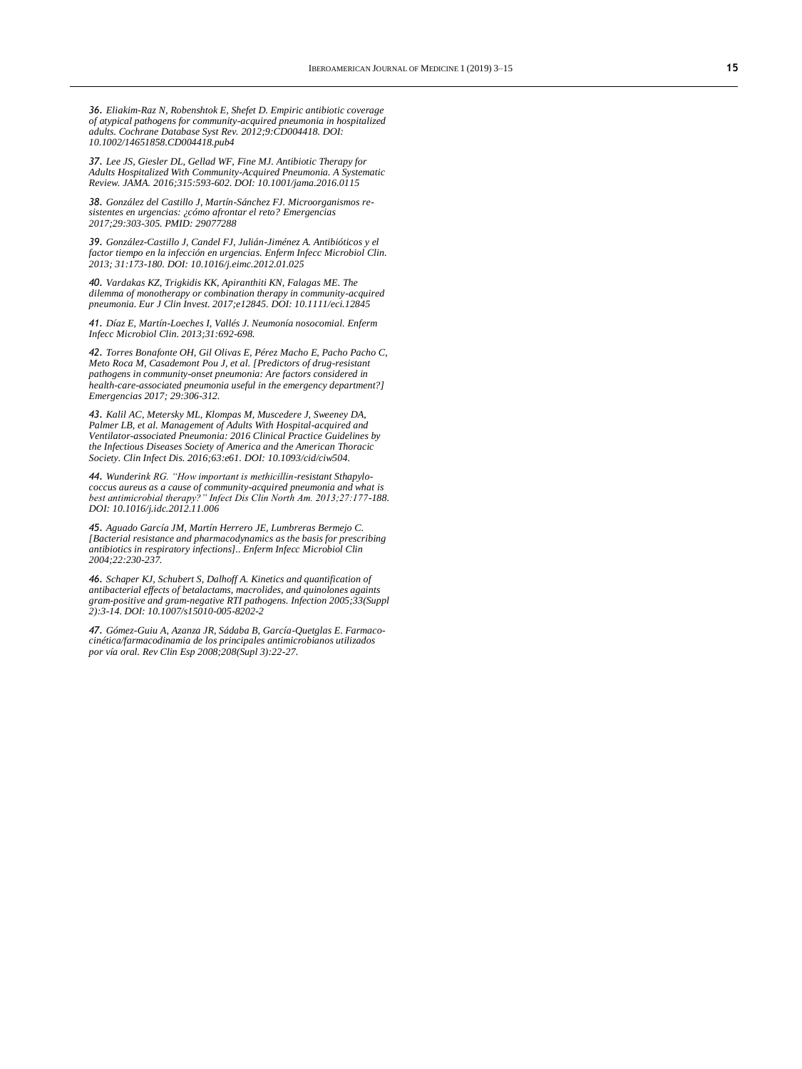36. *Eliakim-Raz N, Robenshtok E, Shefet D. Empiric antibiotic coverage of atypical pathogens for community-acquired pneumonia in hospitalized adults. Cochrane Database Syst Rev. 2012;9:CD004418. DOI: 10.1002/14651858.CD004418.pub4*

37. *Lee JS, Giesler DL, Gellad WF, Fine MJ. Antibiotic Therapy for Adults Hospitalized With Community-Acquired Pneumonia. A Systematic Review. JAMA. 2016;315:593-602. DOI: 10.1001/jama.2016.0115*

38. *González del Castillo J, Martín-Sánchez FJ. Microorganismos resistentes en urgencias: ¿cómo afrontar el reto? Emergencias 2017;29:303-305. PMID: 29077288*

39. *González-Castillo J, Candel FJ, Julián-Jiménez A. Antibióticos y el factor tiempo en la infección en urgencias. Enferm Infecc Microbiol Clin. 2013; 31:173-180. DOI: 10.1016/j.eimc.2012.01.025*

40. *Vardakas KZ, Trigkidis KK, Apiranthiti KN, Falagas ME. The dilemma of monotherapy or combination therapy in community-acquired pneumonia. Eur J Clin Invest. 2017;e12845. DOI: 10.1111/eci.12845*

41. *Díaz E, Martín-Loeches I, Vallés J. Neumonía nosocomial. Enferm Infecc Microbiol Clin. 2013;31:692-698.*

42. *Torres Bonafonte OH, Gil Olivas E, Pérez Macho E, Pacho Pacho C, Meto Roca M, Casademont Pou J, et al. [Predictors of drug-resistant pathogens in community-onset pneumonia: Are factors considered in health-care-associated pneumonia useful in the emergency department?] Emergencias 2017; 29:306-312.*

43. *Kalil AC, Metersky ML, Klompas M, Muscedere J, Sweeney DA, Palmer LB, et al. Management of Adults With Hospital-acquired and Ventilator-associated Pneumonia: 2016 Clinical Practice Guidelines by the Infectious Diseases Society of America and the American Thoracic Society. Clin Infect Dis. 2016;63:e61. DOI: 10.1093/cid/ciw504.*

44. *Wunderink RG. "How important is methicillin-resistant Sthapylococcus aureus as a cause of community-acquired pneumonia and what is best antimicrobial therapy?" Infect Dis Clin North Am. 2013;27:177-188. DOI: 10.1016/j.idc.2012.11.006*

45. *Aguado García JM, Martín Herrero JE, Lumbreras Bermejo C. [Bacterial resistance and pharmacodynamics as the basis for prescribing antibiotics in respiratory infections].. Enferm Infecc Microbiol Clin 2004;22:230-237.*

46. *Schaper KJ, Schubert S, Dalhoff A. Kinetics and quantification of antibacterial effects of betalactams, macrolides, and quinolones againts gram-positive and gram-negative RTI pathogens. Infection 2005;33(Suppl 2):3-14. DOI: 10.1007/s15010-005-8202-2*

47. *Gómez-Guiu A, Azanza JR, Sádaba B, García-Quetglas E. Farmacocinética/farmacodinamia de los principales antimicrobianos utilizados por vía oral. Rev Clin Esp 2008;208(Supl 3):22-27.*